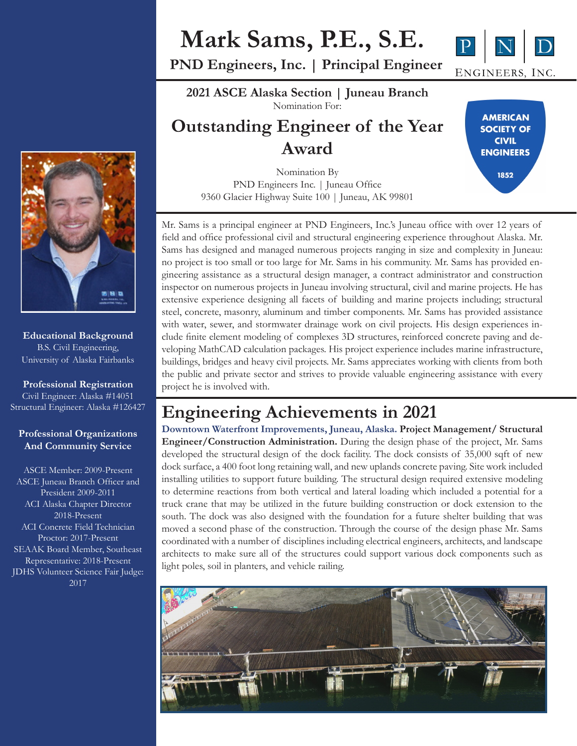# Mark Sams, P.E., S.E.

**PND Engineers, Inc. | Principal Engineer**

PND ENGINEERS, INC.

**2021 ASCE Alaska Section | Juneau Branch**

Nomination For:

## Outstanding Engineer of the Year Award

AMERICAN SOCIETY OF CIVIL ENGINEERS 1852

Nomination By
PND Engineers Inc. | Juneau Office
9360 Glacier Highway Suite 100 | Juneau, AK 99801

**Educational Background**

B.S. Civil Engineering,
University of Alaska Fairbanks

**Professional Registration**

Civil Engineer: Alaska #14051
Structural Engineer: Alaska #126427

**Professional Organizations And Community Service**

ASCE Member: 2009-Present
ASCE Juneau Branch Officer and President 2009-2011
ACI Alaska Chapter Director 2018-Present
ACI Concrete Field Technician Proctor: 2017-Present
SEAAK Board Member, Southeast Representative: 2018-Present
JDHS Volunteer Science Fair Judge: 2017

Mr. Sams is a principal engineer at PND Engineers, Inc.'s Juneau office with over 12 years of field and office professional civil and structural engineering experience throughout Alaska. Mr. Sams has designed and managed numerous projects ranging in size and complexity in Juneau: no project is too small or too large for Mr. Sams in his community. Mr. Sams has provided engineering assistance as a structural design manager, a contract administrator and construction inspector on numerous projects in Juneau involving structural, civil and marine projects. He has extensive experience designing all facets of building and marine projects including; structural steel, concrete, masonry, aluminum and timber components. Mr. Sams has provided assistance with water, sewer, and stormwater drainage work on civil projects. His design experiences include finite element modeling of complexes 3D structures, reinforced concrete paving and developing MathCAD calculation packages. His project experience includes marine infrastructure, buildings, bridges and heavy civil projects. Mr. Sams appreciates working with clients from both the public and private sector and strives to provide valuable engineering assistance with every project he is involved with.

## Engineering Achievements in 2021

**Downtown Waterfront Improvements, Juneau, Alaska. Project Management/ Structural Engineer/Construction Administration.** During the design phase of the project, Mr. Sams developed the structural design of the dock facility. The dock consists of 35,000 sqft of new dock surface, a 400 foot long retaining wall, and new uplands concrete paving. Site work included installing utilities to support future building. The structural design required extensive modeling to determine reactions from both vertical and lateral loading which included a potential for a truck crane that may be utilized in the future building construction or dock extension to the south. The dock was also designed with the foundation for a future shelter building that was moved a second phase of the construction. Through the course of the design phase Mr. Sams coordinated with a number of disciplines including electrical engineers, architects, and landscape architects to make sure all of the structures could support various dock components such as light poles, soil in planters, and vehicle railing.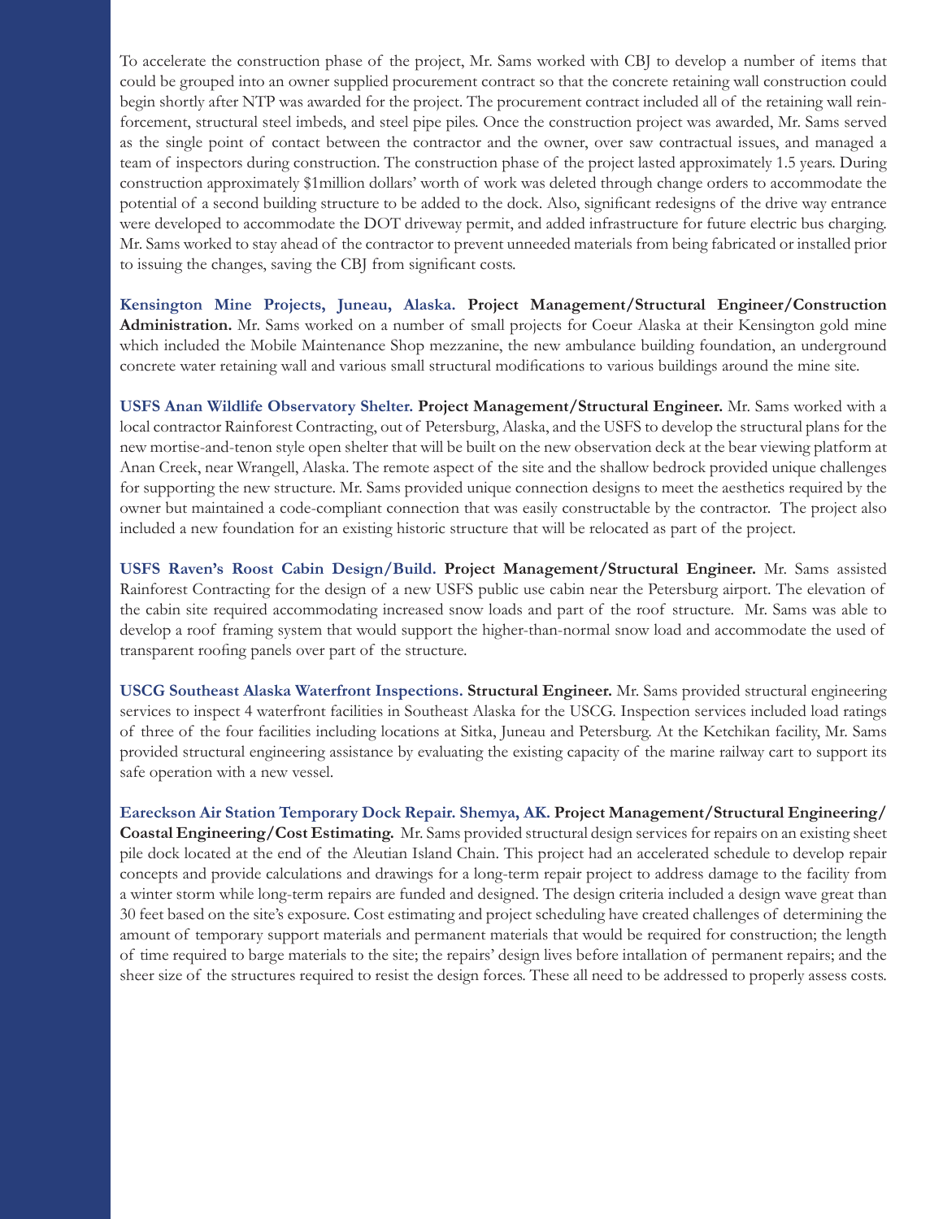To accelerate the construction phase of the project, Mr. Sams worked with CBJ to develop a number of items that could be grouped into an owner supplied procurement contract so that the concrete retaining wall construction could begin shortly after NTP was awarded for the project. The procurement contract included all of the retaining wall reinforcement, structural steel imbeds, and steel pipe piles. Once the construction project was awarded, Mr. Sams served as the single point of contact between the contractor and the owner, over saw contractual issues, and managed a team of inspectors during construction. The construction phase of the project lasted approximately 1.5 years. During construction approximately $1million dollars' worth of work was deleted through change orders to accommodate the potential of a second building structure to be added to the dock. Also, significant redesigns of the drive way entrance were developed to accommodate the DOT driveway permit, and added infrastructure for future electric bus charging. Mr. Sams worked to stay ahead of the contractor to prevent unneeded materials from being fabricated or installed prior to issuing the changes, saving the CBJ from significant costs.

**Kensington Mine Projects, Juneau, Alaska. Project Management/Structural Engineer/Construction Administration.** Mr. Sams worked on a number of small projects for Coeur Alaska at their Kensington gold mine which included the Mobile Maintenance Shop mezzanine, the new ambulance building foundation, an underground concrete water retaining wall and various small structural modifications to various buildings around the mine site.

**USFS Anan Wildlife Observatory Shelter. Project Management/Structural Engineer.** Mr. Sams worked with a local contractor Rainforest Contracting, out of Petersburg, Alaska, and the USFS to develop the structural plans for the new mortise-and-tenon style open shelter that will be built on the new observation deck at the bear viewing platform at Anan Creek, near Wrangell, Alaska. The remote aspect of the site and the shallow bedrock provided unique challenges for supporting the new structure. Mr. Sams provided unique connection designs to meet the aesthetics required by the owner but maintained a code-compliant connection that was easily constructable by the contractor. The project also included a new foundation for an existing historic structure that will be relocated as part of the project.

**USFS Raven's Roost Cabin Design/Build. Project Management/Structural Engineer.** Mr. Sams assisted Rainforest Contracting for the design of a new USFS public use cabin near the Petersburg airport. The elevation of the cabin site required accommodating increased snow loads and part of the roof structure. Mr. Sams was able to develop a roof framing system that would support the higher-than-normal snow load and accommodate the used of transparent roofing panels over part of the structure.

**USCG Southeast Alaska Waterfront Inspections. Structural Engineer.** Mr. Sams provided structural engineering services to inspect 4 waterfront facilities in Southeast Alaska for the USCG. Inspection services included load ratings of three of the four facilities including locations at Sitka, Juneau and Petersburg. At the Ketchikan facility, Mr. Sams provided structural engineering assistance by evaluating the existing capacity of the marine railway cart to support its safe operation with a new vessel.

**Eareckson Air Station Temporary Dock Repair. Shemya, AK. Project Management/Structural Engineering/Coastal Engineering/Cost Estimating.** Mr. Sams provided structural design services for repairs on an existing sheet pile dock located at the end of the Aleutian Island Chain. This project had an accelerated schedule to develop repair concepts and provide calculations and drawings for a long-term repair project to address damage to the facility from a winter storm while long-term repairs are funded and designed. The design criteria included a design wave great than 30 feet based on the site's exposure. Cost estimating and project scheduling have created challenges of determining the amount of temporary support materials and permanent materials that would be required for construction; the length of time required to barge materials to the site; the repairs' design lives before intallation of permanent repairs; and the sheer size of the structures required to resist the design forces. These all need to be addressed to properly assess costs.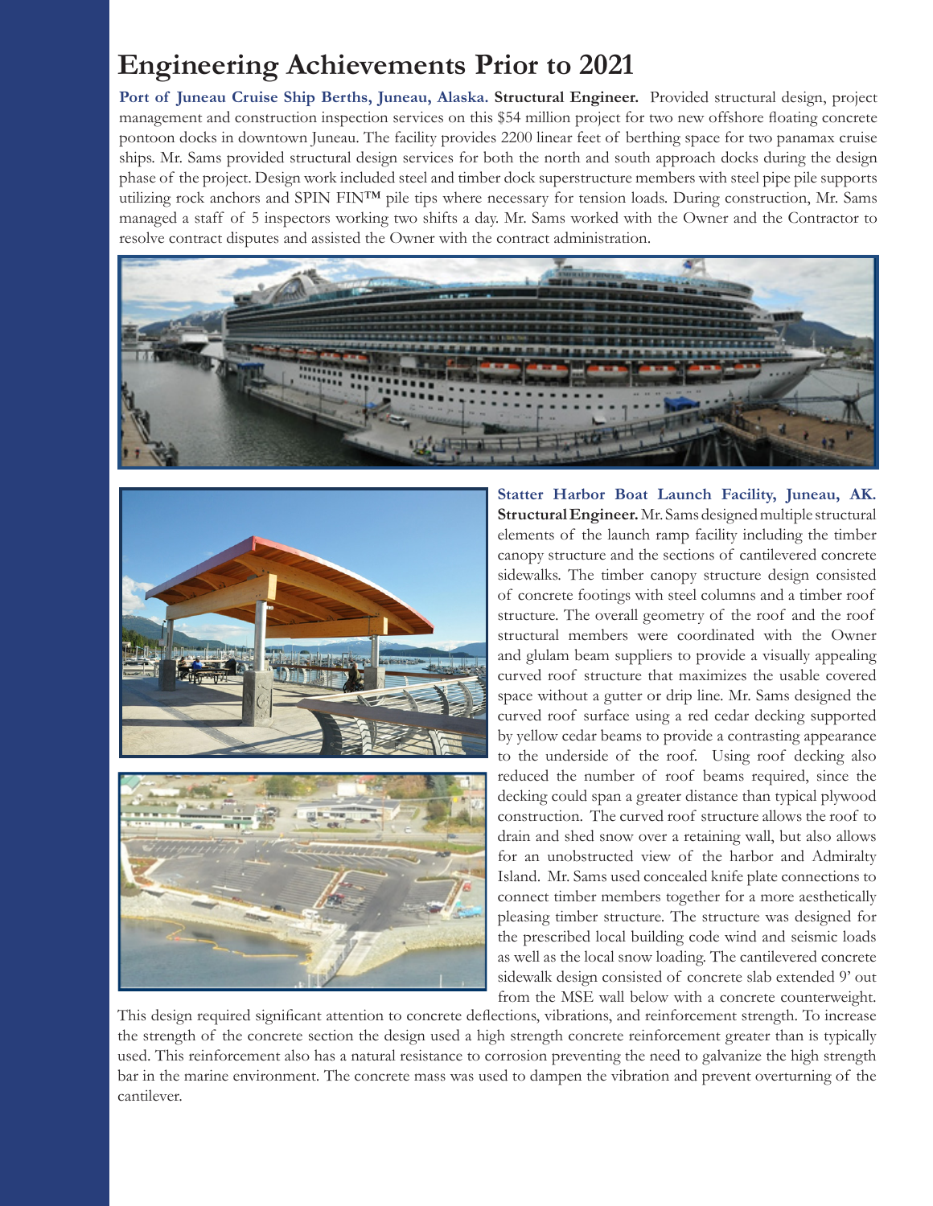# Engineering Achievements Prior to 2021

**Port of Juneau Cruise Ship Berths, Juneau, Alaska. Structural Engineer.** Provided structural design, project management and construction inspection services on this $54 million project for two new offshore floating concrete pontoon docks in downtown Juneau. The facility provides 2200 linear feet of berthing space for two panamax cruise ships. Mr. Sams provided structural design services for both the north and south approach docks during the design phase of the project. Design work included steel and timber dock superstructure members with steel pipe pile supports utilizing rock anchors and SPIN FIN™ pile tips where necessary for tension loads. During construction, Mr. Sams managed a staff of 5 inspectors working two shifts a day. Mr. Sams worked with the Owner and the Contractor to resolve contract disputes and assisted the Owner with the contract administration.

**Statter Harbor Boat Launch Facility, Juneau, AK. Structural Engineer.** Mr. Sams designed multiple structural elements of the launch ramp facility including the timber canopy structure and the sections of cantilevered concrete sidewalks. The timber canopy structure design consisted of concrete footings with steel columns and a timber roof structure. The overall geometry of the roof and the roof structural members were coordinated with the Owner and glulam beam suppliers to provide a visually appealing curved roof structure that maximizes the usable covered space without a gutter or drip line. Mr. Sams designed the curved roof surface using a red cedar decking supported by yellow cedar beams to provide a contrasting appearance to the underside of the roof. Using roof decking also reduced the number of roof beams required, since the decking could span a greater distance than typical plywood construction. The curved roof structure allows the roof to drain and shed snow over a retaining wall, but also allows for an unobstructed view of the harbor and Admiralty Island. Mr. Sams used concealed knife plate connections to connect timber members together for a more aesthetically pleasing timber structure. The structure was designed for the prescribed local building code wind and seismic loads as well as the local snow loading. The cantilevered concrete sidewalk design consisted of concrete slab extended 9' out from the MSE wall below with a concrete counterweight. This design required significant attention to concrete deflections, vibrations, and reinforcement strength. To increase the strength of the concrete section the design used a high strength concrete reinforcement greater than is typically used. This reinforcement also has a natural resistance to corrosion preventing the need to galvanize the high strength bar in the marine environment. The concrete mass was used to dampen the vibration and prevent overturning of the cantilever.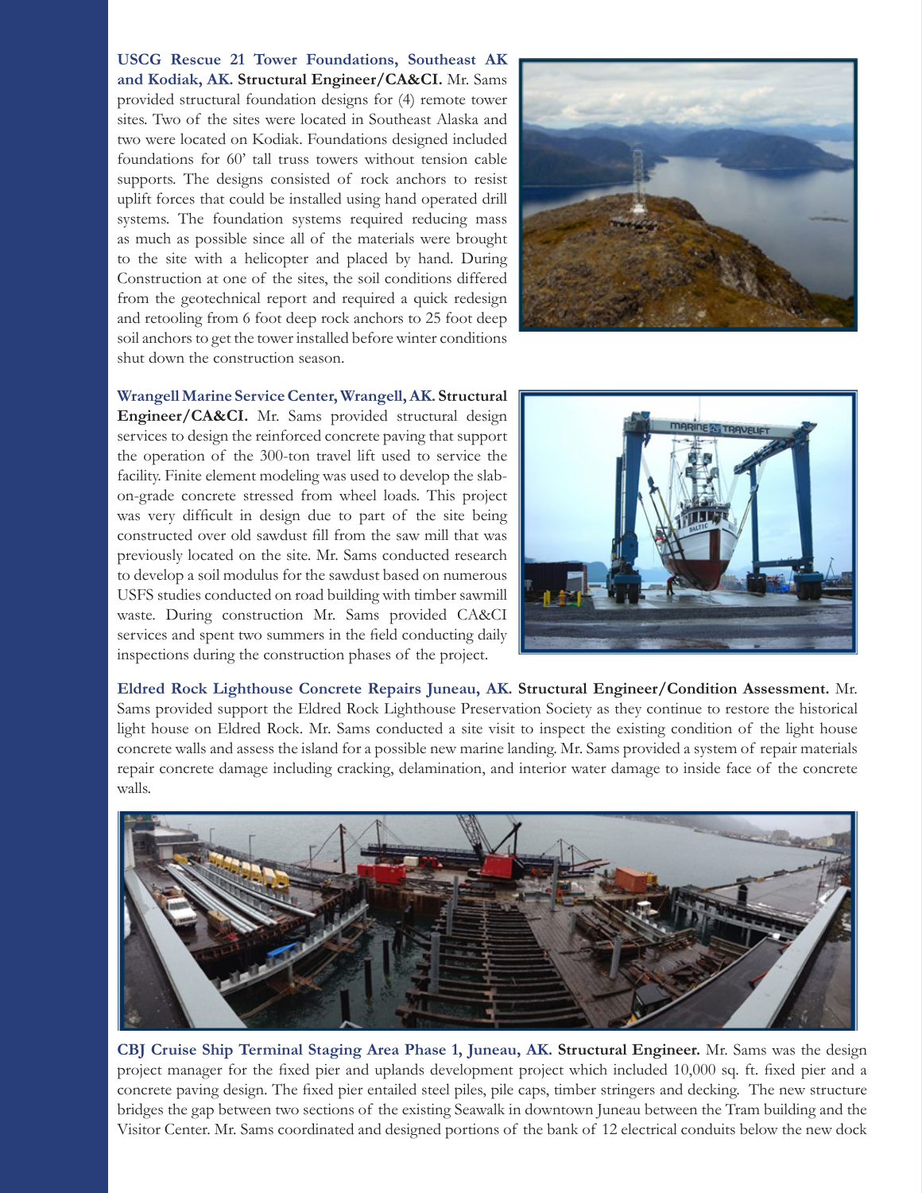**USCG Rescue 21 Tower Foundations, Southeast AK and Kodiak, AK. Structural Engineer/CA&CI.** Mr. Sams provided structural foundation designs for (4) remote tower sites. Two of the sites were located in Southeast Alaska and two were located on Kodiak. Foundations designed included foundations for 60' tall truss towers without tension cable supports. The designs consisted of rock anchors to resist uplift forces that could be installed using hand operated drill systems. The foundation systems required reducing mass as much as possible since all of the materials were brought to the site with a helicopter and placed by hand. During Construction at one of the sites, the soil conditions differed from the geotechnical report and required a quick redesign and retooling from 6 foot deep rock anchors to 25 foot deep soil anchors to get the tower installed before winter conditions shut down the construction season.

**Wrangell Marine Service Center, Wrangell, AK. Structural Engineer/CA&CI.** Mr. Sams provided structural design services to design the reinforced concrete paving that support the operation of the 300-ton travel lift used to service the facility. Finite element modeling was used to develop the slab-on-grade concrete stressed from wheel loads. This project was very difficult in design due to part of the site being constructed over old sawdust fill from the saw mill that was previously located on the site. Mr. Sams conducted research to develop a soil modulus for the sawdust based on numerous USFS studies conducted on road building with timber sawmill waste. During construction Mr. Sams provided CA&CI services and spent two summers in the field conducting daily inspections during the construction phases of the project.

**Eldred Rock Lighthouse Concrete Repairs Juneau, AK. Structural Engineer/Condition Assessment.** Mr. Sams provided support the Eldred Rock Lighthouse Preservation Society as they continue to restore the historical light house on Eldred Rock. Mr. Sams conducted a site visit to inspect the existing condition of the light house concrete walls and assess the island for a possible new marine landing. Mr. Sams provided a system of repair materials repair concrete damage including cracking, delamination, and interior water damage to inside face of the concrete walls.

**CBJ Cruise Ship Terminal Staging Area Phase 1, Juneau, AK. Structural Engineer.** Mr. Sams was the design project manager for the fixed pier and uplands development project which included 10,000 sq. ft. fixed pier and a concrete paving design. The fixed pier entailed steel piles, pile caps, timber stringers and decking. The new structure bridges the gap between two sections of the existing Seawalk in downtown Juneau between the Tram building and the Visitor Center. Mr. Sams coordinated and designed portions of the bank of 12 electrical conduits below the new dock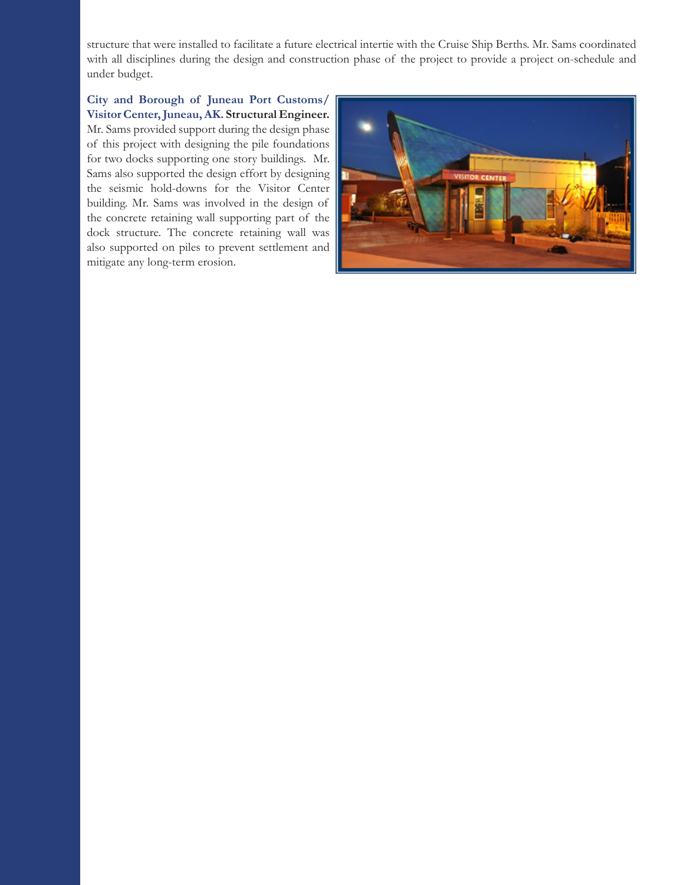structure that were installed to facilitate a future electrical intertie with the Cruise Ship Berths. Mr. Sams coordinated with all disciplines during the design and construction phase of the project to provide a project on-schedule and under budget.

**City and Borough of Juneau Port Customs/ Visitor Center, Juneau, AK. Structural Engineer.** Mr. Sams provided support during the design phase of this project with designing the pile foundations for two docks supporting one story buildings. Mr. Sams also supported the design effort by designing the seismic hold-downs for the Visitor Center building. Mr. Sams was involved in the design of the concrete retaining wall supporting part of the dock structure. The concrete retaining wall was also supported on piles to prevent settlement and mitigate any long-term erosion.